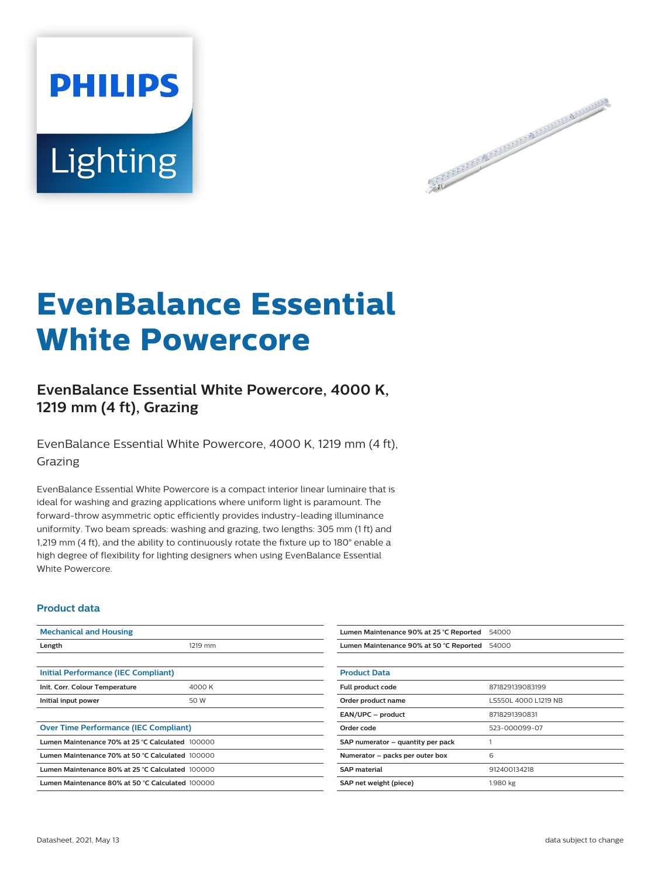# EvenBalance Essential White Powercore

## EvenBalance Essential White Powercore, 4000 K, 1219 mm (4 ft), Grazing

EvenBalance Essential White Powercore, 4000 K, 1219 mm (4 ft), Grazing

EvenBalance Essential White Powercore is a compact interior linear luminaire that is ideal for washing and grazing applications where uniform light is paramount. The forward-throw asymmetric optic efficiently provides industry-leading illuminance uniformity. Two beam spreads: washing and grazing, two lengths: 305 mm (1 ft) and 1,219 mm (4 ft), and the ability to continuously rotate the fixture up to 180° enable a high degree of flexibility for lighting designers when using EvenBalance Essential White Powercore.

### Product data

| Mechanical and Housing | |
|---|---|
| Length | 1219 mm |

| Initial Performance (IEC Compliant) | |
|---|---|
| Init. Corr. Colour Temperature | 4000 K |
| Initial input power | 50 W |

| Over Time Performance (IEC Compliant) | |
|---|---|
| Lumen Maintenance 70% at 25 °C Calculated | 100000 |
| Lumen Maintenance 70% at 50 °C Calculated | 100000 |
| Lumen Maintenance 80% at 25 °C Calculated | 100000 |
| Lumen Maintenance 80% at 50 °C Calculated | 100000 |
| Lumen Maintenance 90% at 25 °C Reported | 54000 |
| Lumen Maintenance 90% at 50 °C Reported | 54000 |

| Product Data | |
|---|---|
| Full product code | 871829139083199 |
| Order product name | LS550L 4000 L1219 NB |
| EAN/UPC – product | 8718291390831 |
| Order code | 523-000099-07 |
| SAP numerator – quantity per pack | 1 |
| Numerator – packs per outer box | 6 |
| SAP material | 912400134218 |
| SAP net weight (piece) | 1.980 kg |

Datasheet, 2021, May 13

data subject to change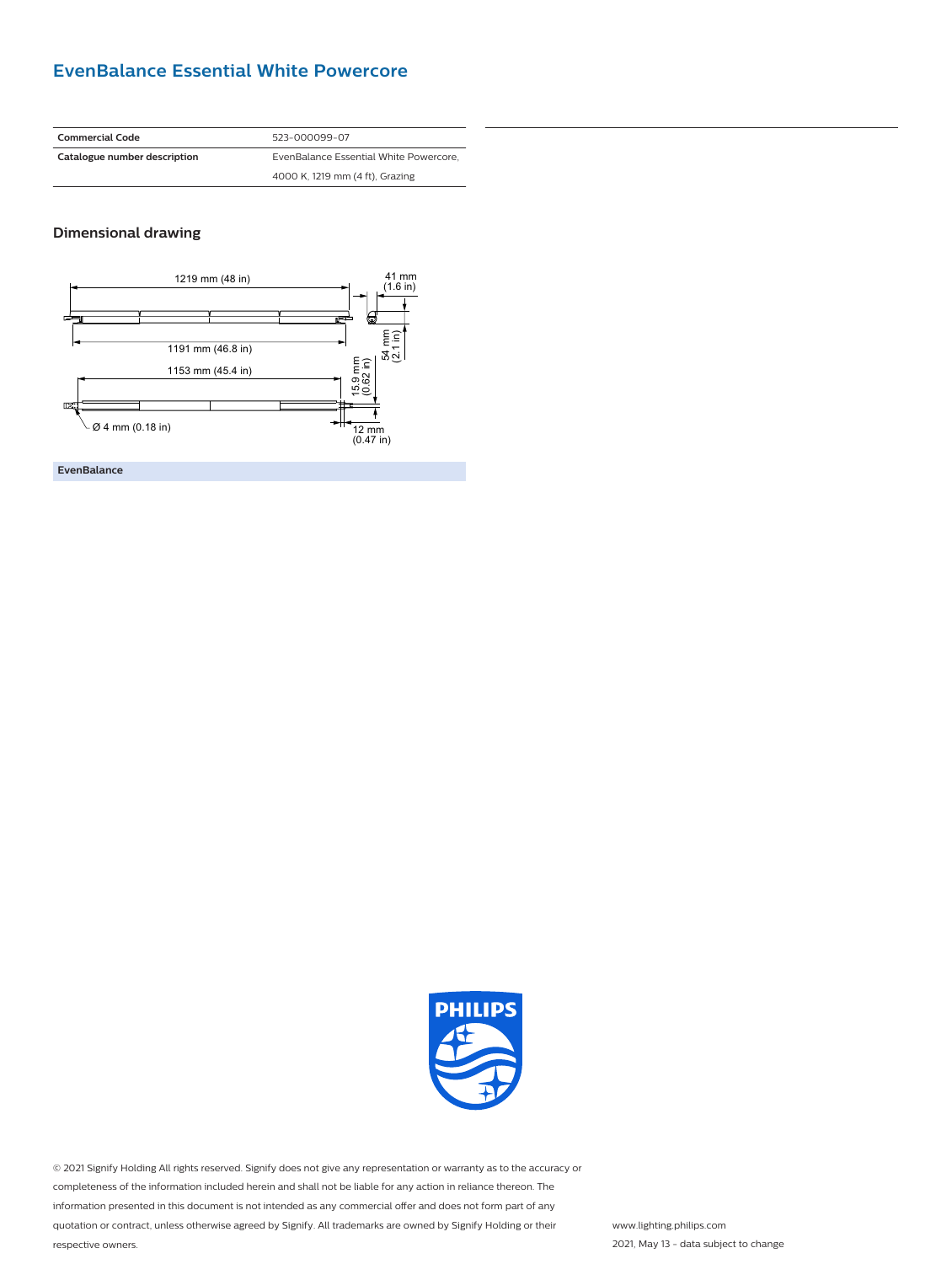## EvenBalance Essential White Powercore

| | |
|---|---|
| **Commercial Code** | 523-000099-07 |
| **Catalogue number description** | EvenBalance Essential White Powercore, 4000 K, 1219 mm (4 ft), Grazing |

### Dimensional drawing

1219 mm (48 in)
41 mm (1.6 in)
54 mm (2.1 in)
1191 mm (46.8 in)
1153 mm (45.4 in)
15.9 mm (0.62 in)
Ø 4 mm (0.18 in)
12 mm (0.47 in)

**EvenBalance**

© 2021 Signify Holding All rights reserved. Signify does not give any representation or warranty as to the accuracy or completeness of the information included herein and shall not be liable for any action in reliance thereon. The information presented in this document is not intended as any commercial offer and does not form part of any quotation or contract, unless otherwise agreed by Signify. All trademarks are owned by Signify Holding or their respective owners.

www.lighting.philips.com
2021, May 13 - data subject to change